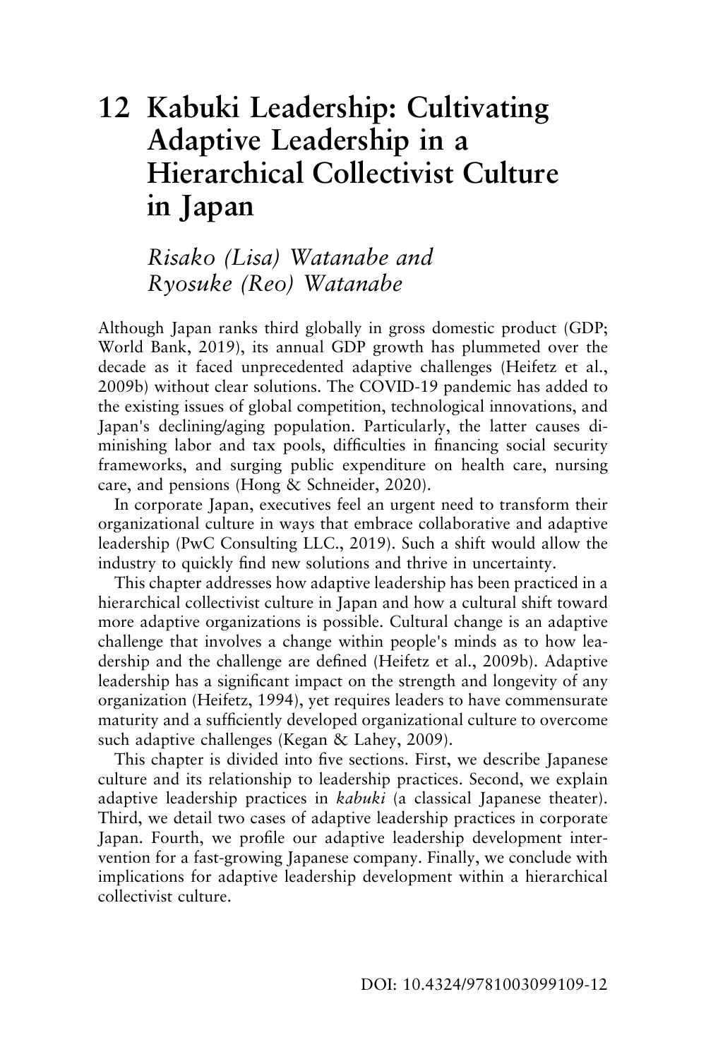# 12 Kabuki Leadership: Cultivating Adaptive Leadership in a Hierarchical Collectivist Culture in Japan

*Risako (Lisa) Watanabe and Ryosuke (Reo) Watanabe*

Although Japan ranks third globally in gross domestic product (GDP; World Bank, 2019), its annual GDP growth has plummeted over the decade as it faced unprecedented adaptive challenges (Heifetz et al., 2009b) without clear solutions. The COVID-19 pandemic has added to the existing issues of global competition, technological innovations, and Japan's declining/aging population. Particularly, the latter causes diminishing labor and tax pools, difficulties in financing social security frameworks, and surging public expenditure on health care, nursing care, and pensions (Hong & Schneider, 2020).

In corporate Japan, executives feel an urgent need to transform their organizational culture in ways that embrace collaborative and adaptive leadership (PwC Consulting LLC., 2019). Such a shift would allow the industry to quickly find new solutions and thrive in uncertainty.

This chapter addresses how adaptive leadership has been practiced in a hierarchical collectivist culture in Japan and how a cultural shift toward more adaptive organizations is possible. Cultural change is an adaptive challenge that involves a change within people's minds as to how leadership and the challenge are defined (Heifetz et al., 2009b). Adaptive leadership has a significant impact on the strength and longevity of any organization (Heifetz, 1994), yet requires leaders to have commensurate maturity and a sufficiently developed organizational culture to overcome such adaptive challenges (Kegan & Lahey, 2009).

This chapter is divided into five sections. First, we describe Japanese culture and its relationship to leadership practices. Second, we explain adaptive leadership practices in *kabuki* (a classical Japanese theater). Third, we detail two cases of adaptive leadership practices in corporate Japan. Fourth, we profile our adaptive leadership development intervention for a fast-growing Japanese company. Finally, we conclude with implications for adaptive leadership development within a hierarchical collectivist culture.

DOI: 10.4324/9781003099109-12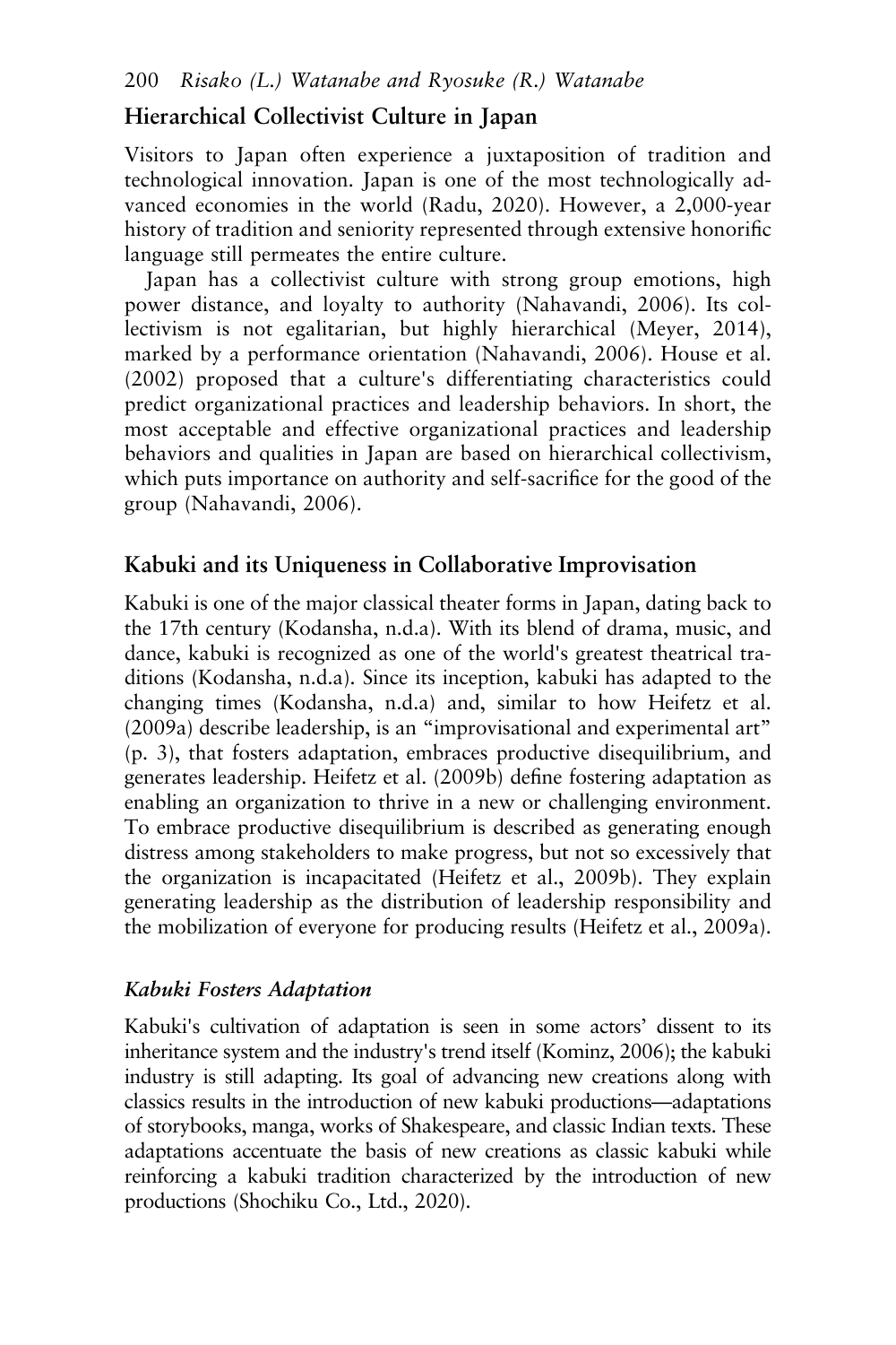## Hierarchical Collectivist Culture in Japan

Visitors to Japan often experience a juxtaposition of tradition and technological innovation. Japan is one of the most technologically advanced economies in the world (Radu, 2020). However, a 2,000-year history of tradition and seniority represented through extensive honorific language still permeates the entire culture.

Japan has a collectivist culture with strong group emotions, high power distance, and loyalty to authority (Nahavandi, 2006). Its collectivism is not egalitarian, but highly hierarchical (Meyer, 2014), marked by a performance orientation (Nahavandi, 2006). House et al. (2002) proposed that a culture's differentiating characteristics could predict organizational practices and leadership behaviors. In short, the most acceptable and effective organizational practices and leadership behaviors and qualities in Japan are based on hierarchical collectivism, which puts importance on authority and self-sacrifice for the good of the group (Nahavandi, 2006).

## Kabuki and its Uniqueness in Collaborative Improvisation

Kabuki is one of the major classical theater forms in Japan, dating back to the 17th century (Kodansha, n.d.a). With its blend of drama, music, and dance, kabuki is recognized as one of the world's greatest theatrical traditions (Kodansha, n.d.a). Since its inception, kabuki has adapted to the changing times (Kodansha, n.d.a) and, similar to how Heifetz et al. (2009a) describe leadership, is an "improvisational and experimental art" (p. 3), that fosters adaptation, embraces productive disequilibrium, and generates leadership. Heifetz et al. (2009b) define fostering adaptation as enabling an organization to thrive in a new or challenging environment. To embrace productive disequilibrium is described as generating enough distress among stakeholders to make progress, but not so excessively that the organization is incapacitated (Heifetz et al., 2009b). They explain generating leadership as the distribution of leadership responsibility and the mobilization of everyone for producing results (Heifetz et al., 2009a).

### *Kabuki Fosters Adaptation*

Kabuki's cultivation of adaptation is seen in some actors' dissent to its inheritance system and the industry's trend itself (Kominz, 2006); the kabuki industry is still adapting. Its goal of advancing new creations along with classics results in the introduction of new kabuki productions—adaptations of storybooks, manga, works of Shakespeare, and classic Indian texts. These adaptations accentuate the basis of new creations as classic kabuki while reinforcing a kabuki tradition characterized by the introduction of new productions (Shochiku Co., Ltd., 2020).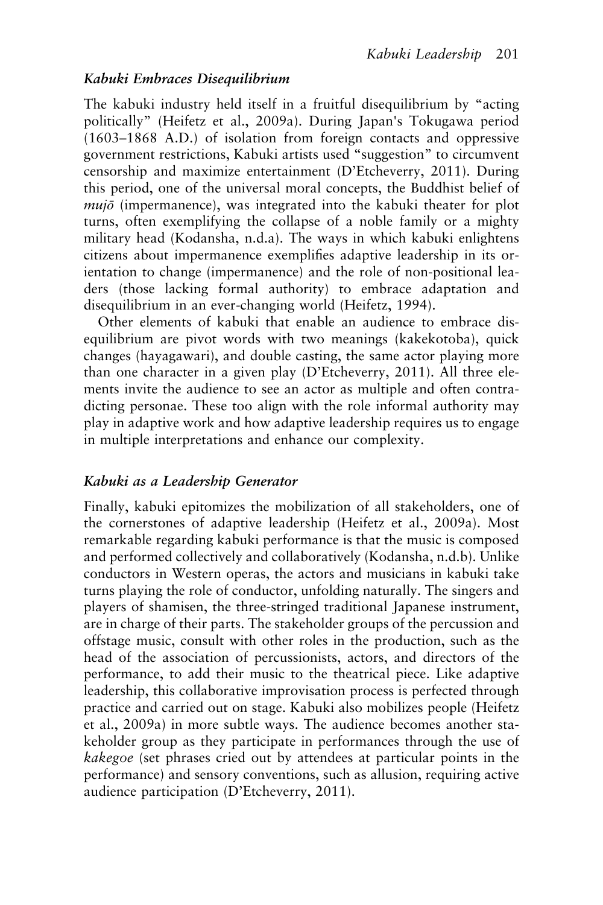### *Kabuki Embraces Disequilibrium*

The kabuki industry held itself in a fruitful disequilibrium by "acting politically" (Heifetz et al., 2009a). During Japan's Tokugawa period (1603–1868 A.D.) of isolation from foreign contacts and oppressive government restrictions, Kabuki artists used "suggestion" to circumvent censorship and maximize entertainment (D'Etcheverry, 2011). During this period, one of the universal moral concepts, the Buddhist belief of *mujō* (impermanence), was integrated into the kabuki theater for plot turns, often exemplifying the collapse of a noble family or a mighty military head (Kodansha, n.d.a). The ways in which kabuki enlightens citizens about impermanence exemplifies adaptive leadership in its orientation to change (impermanence) and the role of non-positional leaders (those lacking formal authority) to embrace adaptation and disequilibrium in an ever-changing world (Heifetz, 1994).

Other elements of kabuki that enable an audience to embrace disequilibrium are pivot words with two meanings (kakekotoba), quick changes (hayagawari), and double casting, the same actor playing more than one character in a given play (D'Etcheverry, 2011). All three elements invite the audience to see an actor as multiple and often contradicting personae. These too align with the role informal authority may play in adaptive work and how adaptive leadership requires us to engage in multiple interpretations and enhance our complexity.

### *Kabuki as a Leadership Generator*

Finally, kabuki epitomizes the mobilization of all stakeholders, one of the cornerstones of adaptive leadership (Heifetz et al., 2009a). Most remarkable regarding kabuki performance is that the music is composed and performed collectively and collaboratively (Kodansha, n.d.b). Unlike conductors in Western operas, the actors and musicians in kabuki take turns playing the role of conductor, unfolding naturally. The singers and players of shamisen, the three-stringed traditional Japanese instrument, are in charge of their parts. The stakeholder groups of the percussion and offstage music, consult with other roles in the production, such as the head of the association of percussionists, actors, and directors of the performance, to add their music to the theatrical piece. Like adaptive leadership, this collaborative improvisation process is perfected through practice and carried out on stage. Kabuki also mobilizes people (Heifetz et al., 2009a) in more subtle ways. The audience becomes another stakeholder group as they participate in performances through the use of *kakegoe* (set phrases cried out by attendees at particular points in the performance) and sensory conventions, such as allusion, requiring active audience participation (D'Etcheverry, 2011).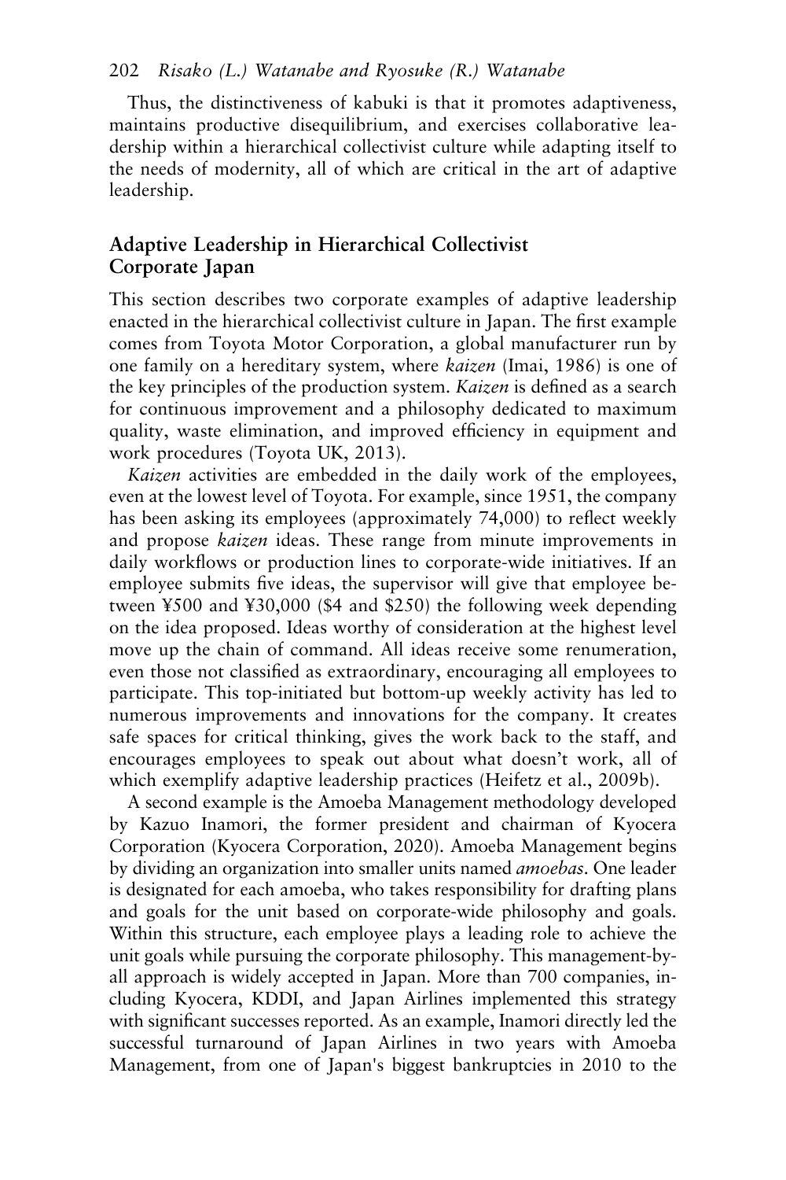Thus, the distinctiveness of kabuki is that it promotes adaptiveness, maintains productive disequilibrium, and exercises collaborative leadership within a hierarchical collectivist culture while adapting itself to the needs of modernity, all of which are critical in the art of adaptive leadership.

## Adaptive Leadership in Hierarchical Collectivist Corporate Japan

This section describes two corporate examples of adaptive leadership enacted in the hierarchical collectivist culture in Japan. The first example comes from Toyota Motor Corporation, a global manufacturer run by one family on a hereditary system, where *kaizen* (Imai, 1986) is one of the key principles of the production system. *Kaizen* is defined as a search for continuous improvement and a philosophy dedicated to maximum quality, waste elimination, and improved efficiency in equipment and work procedures (Toyota UK, 2013).

*Kaizen* activities are embedded in the daily work of the employees, even at the lowest level of Toyota. For example, since 1951, the company has been asking its employees (approximately 74,000) to reflect weekly and propose *kaizen* ideas. These range from minute improvements in daily workflows or production lines to corporate-wide initiatives. If an employee submits five ideas, the supervisor will give that employee between ¥500 and ¥30,000 ($4 and $250) the following week depending on the idea proposed. Ideas worthy of consideration at the highest level move up the chain of command. All ideas receive some renumeration, even those not classified as extraordinary, encouraging all employees to participate. This top-initiated but bottom-up weekly activity has led to numerous improvements and innovations for the company. It creates safe spaces for critical thinking, gives the work back to the staff, and encourages employees to speak out about what doesn't work, all of which exemplify adaptive leadership practices (Heifetz et al., 2009b).

A second example is the Amoeba Management methodology developed by Kazuo Inamori, the former president and chairman of Kyocera Corporation (Kyocera Corporation, 2020). Amoeba Management begins by dividing an organization into smaller units named *amoebas*. One leader is designated for each amoeba, who takes responsibility for drafting plans and goals for the unit based on corporate-wide philosophy and goals. Within this structure, each employee plays a leading role to achieve the unit goals while pursuing the corporate philosophy. This management-by-all approach is widely accepted in Japan. More than 700 companies, including Kyocera, KDDI, and Japan Airlines implemented this strategy with significant successes reported. As an example, Inamori directly led the successful turnaround of Japan Airlines in two years with Amoeba Management, from one of Japan's biggest bankruptcies in 2010 to the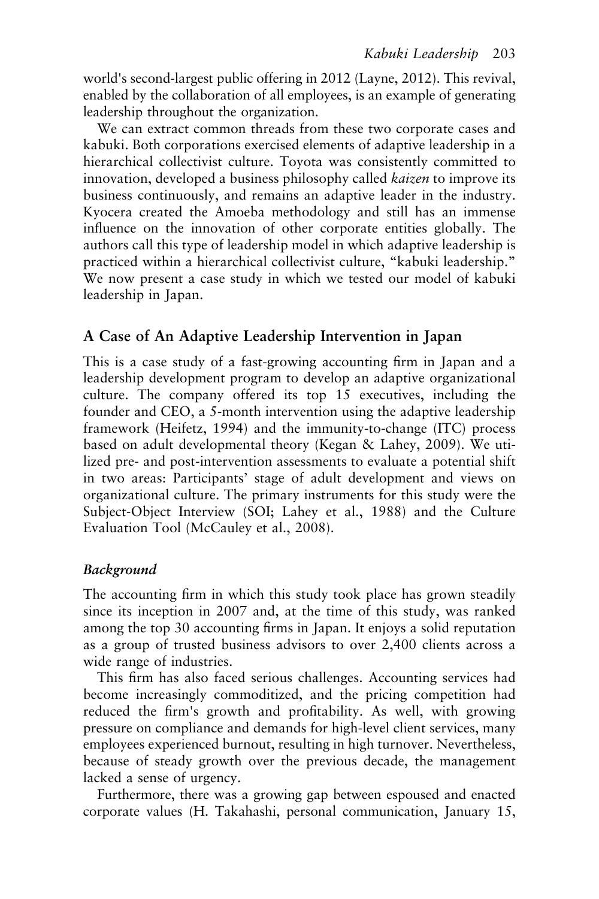world's second-largest public offering in 2012 (Layne, 2012). This revival, enabled by the collaboration of all employees, is an example of generating leadership throughout the organization.

We can extract common threads from these two corporate cases and kabuki. Both corporations exercised elements of adaptive leadership in a hierarchical collectivist culture. Toyota was consistently committed to innovation, developed a business philosophy called *kaizen* to improve its business continuously, and remains an adaptive leader in the industry. Kyocera created the Amoeba methodology and still has an immense influence on the innovation of other corporate entities globally. The authors call this type of leadership model in which adaptive leadership is practiced within a hierarchical collectivist culture, "kabuki leadership." We now present a case study in which we tested our model of kabuki leadership in Japan.

## A Case of An Adaptive Leadership Intervention in Japan

This is a case study of a fast-growing accounting firm in Japan and a leadership development program to develop an adaptive organizational culture. The company offered its top 15 executives, including the founder and CEO, a 5-month intervention using the adaptive leadership framework (Heifetz, 1994) and the immunity-to-change (ITC) process based on adult developmental theory (Kegan & Lahey, 2009). We utilized pre- and post-intervention assessments to evaluate a potential shift in two areas: Participants' stage of adult development and views on organizational culture. The primary instruments for this study were the Subject-Object Interview (SOI; Lahey et al., 1988) and the Culture Evaluation Tool (McCauley et al., 2008).

### *Background*

The accounting firm in which this study took place has grown steadily since its inception in 2007 and, at the time of this study, was ranked among the top 30 accounting firms in Japan. It enjoys a solid reputation as a group of trusted business advisors to over 2,400 clients across a wide range of industries.

This firm has also faced serious challenges. Accounting services had become increasingly commoditized, and the pricing competition had reduced the firm's growth and profitability. As well, with growing pressure on compliance and demands for high-level client services, many employees experienced burnout, resulting in high turnover. Nevertheless, because of steady growth over the previous decade, the management lacked a sense of urgency.

Furthermore, there was a growing gap between espoused and enacted corporate values (H. Takahashi, personal communication, January 15,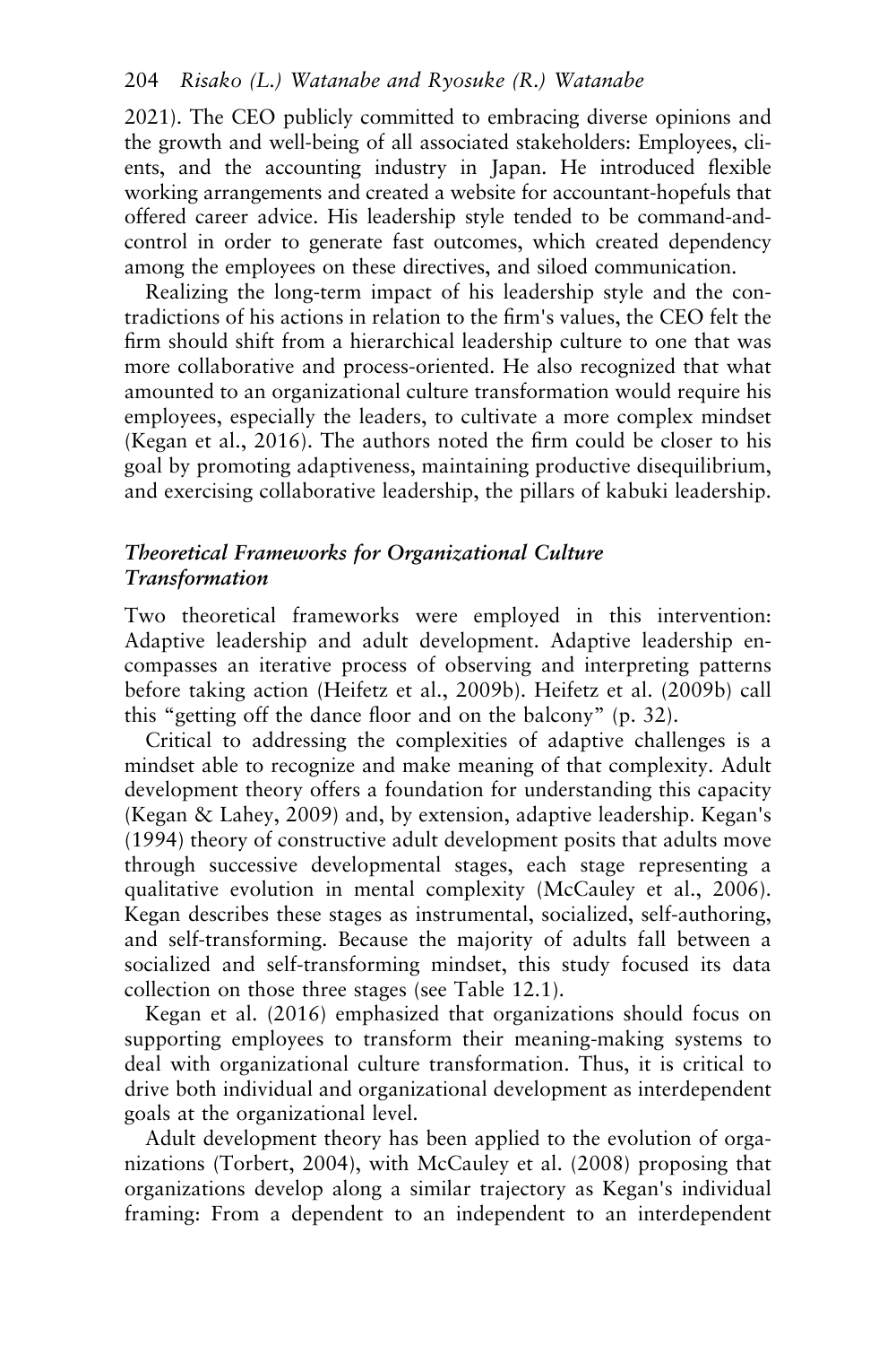2021). The CEO publicly committed to embracing diverse opinions and the growth and well-being of all associated stakeholders: Employees, clients, and the accounting industry in Japan. He introduced flexible working arrangements and created a website for accountant-hopefuls that offered career advice. His leadership style tended to be command-and-control in order to generate fast outcomes, which created dependency among the employees on these directives, and siloed communication.

Realizing the long-term impact of his leadership style and the contradictions of his actions in relation to the firm's values, the CEO felt the firm should shift from a hierarchical leadership culture to one that was more collaborative and process-oriented. He also recognized that what amounted to an organizational culture transformation would require his employees, especially the leaders, to cultivate a more complex mindset (Kegan et al., 2016). The authors noted the firm could be closer to his goal by promoting adaptiveness, maintaining productive disequilibrium, and exercising collaborative leadership, the pillars of kabuki leadership.

### *Theoretical Frameworks for Organizational Culture Transformation*

Two theoretical frameworks were employed in this intervention: Adaptive leadership and adult development. Adaptive leadership encompasses an iterative process of observing and interpreting patterns before taking action (Heifetz et al., 2009b). Heifetz et al. (2009b) call this "getting off the dance floor and on the balcony" (p. 32).

Critical to addressing the complexities of adaptive challenges is a mindset able to recognize and make meaning of that complexity. Adult development theory offers a foundation for understanding this capacity (Kegan & Lahey, 2009) and, by extension, adaptive leadership. Kegan's (1994) theory of constructive adult development posits that adults move through successive developmental stages, each stage representing a qualitative evolution in mental complexity (McCauley et al., 2006). Kegan describes these stages as instrumental, socialized, self-authoring, and self-transforming. Because the majority of adults fall between a socialized and self-transforming mindset, this study focused its data collection on those three stages (see Table 12.1).

Kegan et al. (2016) emphasized that organizations should focus on supporting employees to transform their meaning-making systems to deal with organizational culture transformation. Thus, it is critical to drive both individual and organizational development as interdependent goals at the organizational level.

Adult development theory has been applied to the evolution of organizations (Torbert, 2004), with McCauley et al. (2008) proposing that organizations develop along a similar trajectory as Kegan's individual framing: From a dependent to an independent to an interdependent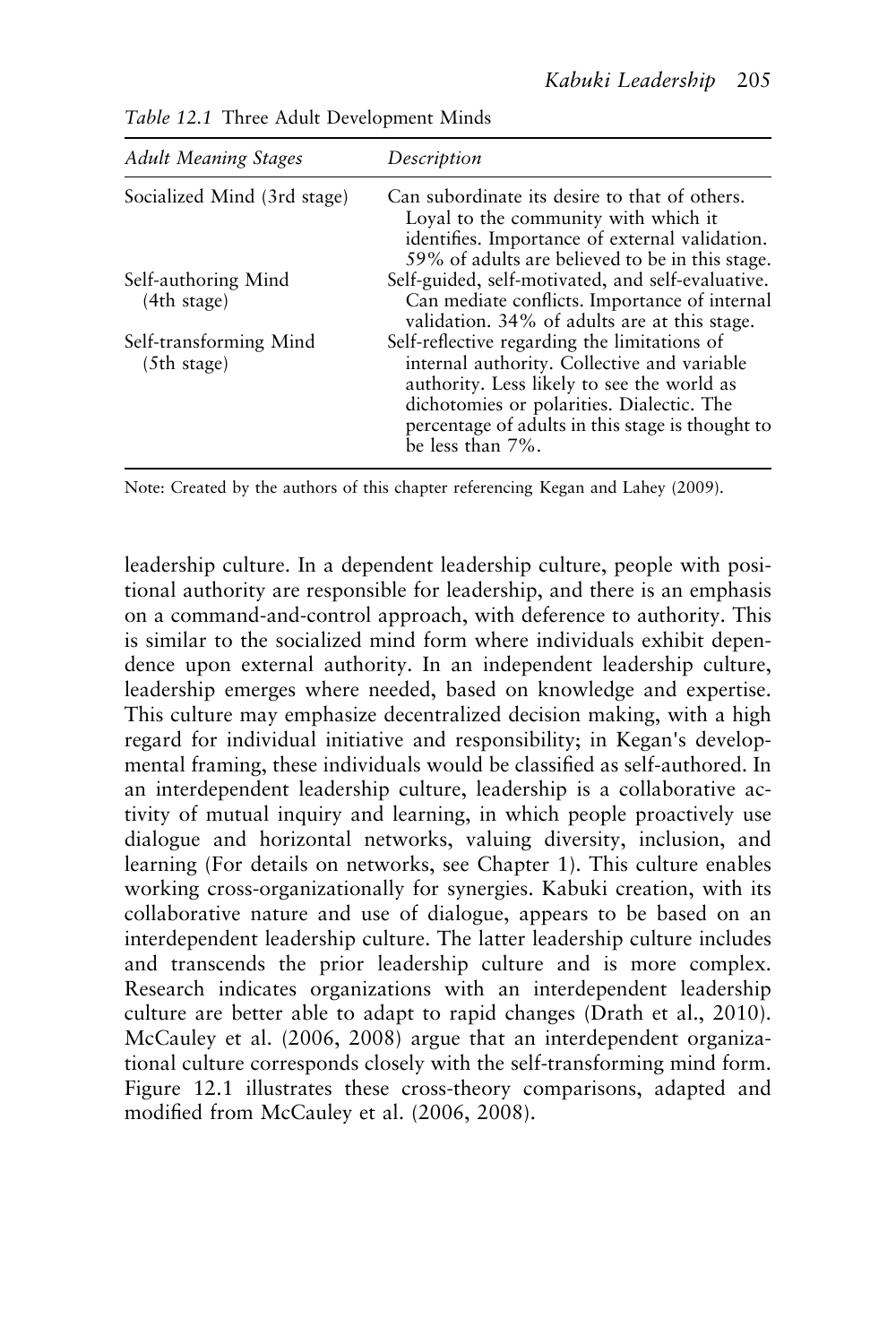*Table 12.1* Three Adult Development Minds

| *Adult Meaning Stages* | *Description* |
|---|---|
| Socialized Mind (3rd stage) | Can subordinate its desire to that of others. Loyal to the community with which it identifies. Importance of external validation. 59% of adults are believed to be in this stage. |
| Self-authoring Mind (4th stage) | Self-guided, self-motivated, and self-evaluative. Can mediate conflicts. Importance of internal validation. 34% of adults are at this stage. |
| Self-transforming Mind (5th stage) | Self-reflective regarding the limitations of internal authority. Collective and variable authority. Less likely to see the world as dichotomies or polarities. Dialectic. The percentage of adults in this stage is thought to be less than 7%. |

Note: Created by the authors of this chapter referencing Kegan and Lahey (2009).

leadership culture. In a dependent leadership culture, people with positional authority are responsible for leadership, and there is an emphasis on a command-and-control approach, with deference to authority. This is similar to the socialized mind form where individuals exhibit dependence upon external authority. In an independent leadership culture, leadership emerges where needed, based on knowledge and expertise. This culture may emphasize decentralized decision making, with a high regard for individual initiative and responsibility; in Kegan's developmental framing, these individuals would be classified as self-authored. In an interdependent leadership culture, leadership is a collaborative activity of mutual inquiry and learning, in which people proactively use dialogue and horizontal networks, valuing diversity, inclusion, and learning (For details on networks, see Chapter 1). This culture enables working cross-organizationally for synergies. Kabuki creation, with its collaborative nature and use of dialogue, appears to be based on an interdependent leadership culture. The latter leadership culture includes and transcends the prior leadership culture and is more complex. Research indicates organizations with an interdependent leadership culture are better able to adapt to rapid changes (Drath et al., 2010). McCauley et al. (2006, 2008) argue that an interdependent organizational culture corresponds closely with the self-transforming mind form. Figure 12.1 illustrates these cross-theory comparisons, adapted and modified from McCauley et al. (2006, 2008).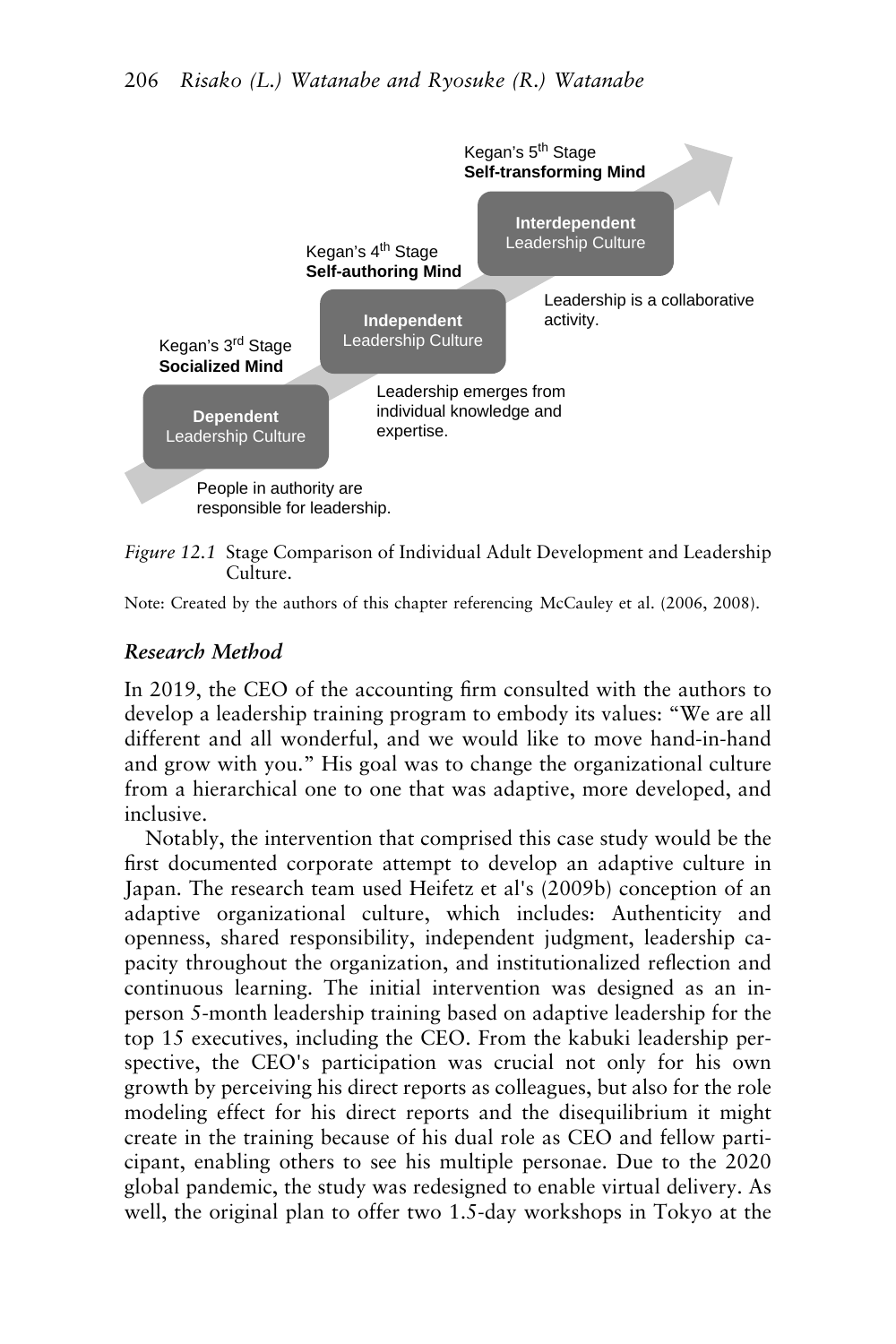Kegan's 5th Stage
**Self-transforming Mind**

**Interdependent** Leadership Culture

Leadership is a collaborative activity.

Kegan's 4th Stage
**Self-authoring Mind**

**Independent** Leadership Culture

Leadership emerges from individual knowledge and expertise.

Kegan's 3rd Stage
**Socialized Mind**

**Dependent** Leadership Culture

People in authority are responsible for leadership.

*Figure 12.1* Stage Comparison of Individual Adult Development and Leadership Culture.

Note: Created by the authors of this chapter referencing McCauley et al. (2006, 2008).

### *Research Method*

In 2019, the CEO of the accounting firm consulted with the authors to develop a leadership training program to embody its values: "We are all different and all wonderful, and we would like to move hand-in-hand and grow with you." His goal was to change the organizational culture from a hierarchical one to one that was adaptive, more developed, and inclusive.

Notably, the intervention that comprised this case study would be the first documented corporate attempt to develop an adaptive culture in Japan. The research team used Heifetz et al's (2009b) conception of an adaptive organizational culture, which includes: Authenticity and openness, shared responsibility, independent judgment, leadership capacity throughout the organization, and institutionalized reflection and continuous learning. The initial intervention was designed as an in-person 5-month leadership training based on adaptive leadership for the top 15 executives, including the CEO. From the kabuki leadership perspective, the CEO's participation was crucial not only for his own growth by perceiving his direct reports as colleagues, but also for the role modeling effect for his direct reports and the disequilibrium it might create in the training because of his dual role as CEO and fellow participant, enabling others to see his multiple personae. Due to the 2020 global pandemic, the study was redesigned to enable virtual delivery. As well, the original plan to offer two 1.5-day workshops in Tokyo at the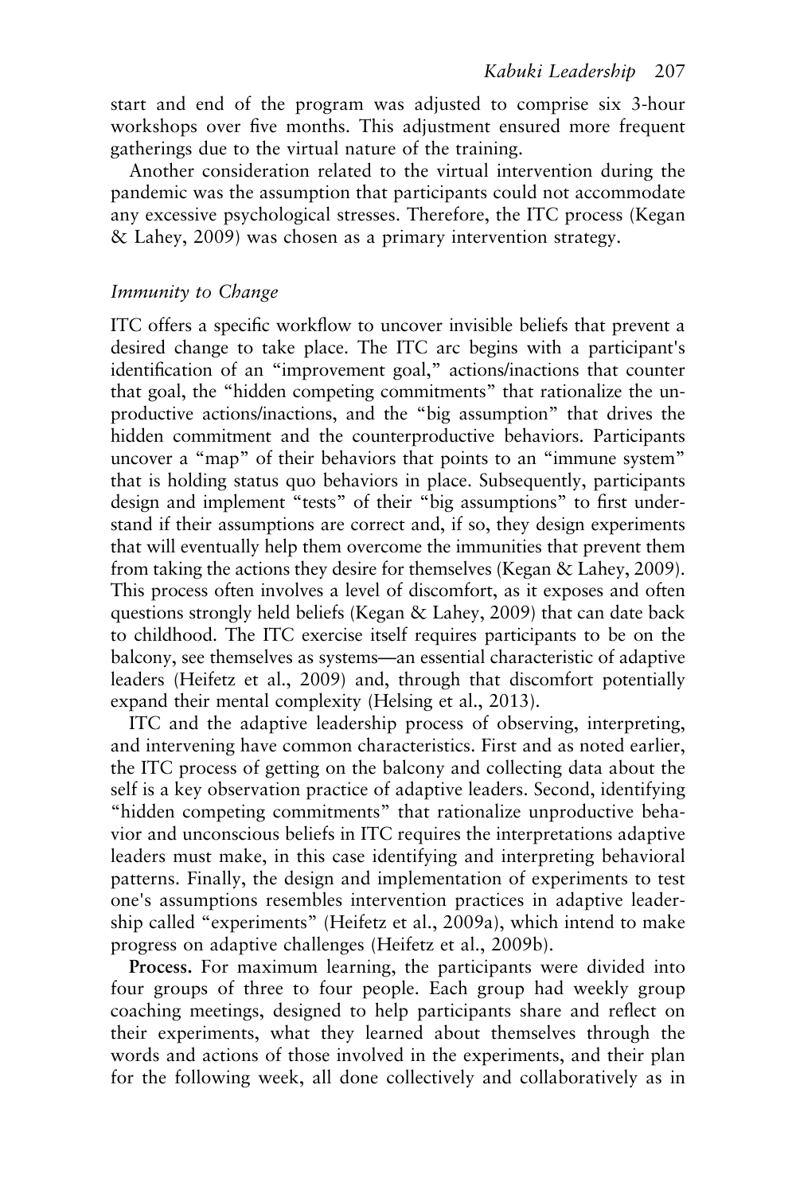start and end of the program was adjusted to comprise six 3-hour workshops over five months. This adjustment ensured more frequent gatherings due to the virtual nature of the training.

Another consideration related to the virtual intervention during the pandemic was the assumption that participants could not accommodate any excessive psychological stresses. Therefore, the ITC process (Kegan & Lahey, 2009) was chosen as a primary intervention strategy.

### *Immunity to Change*

ITC offers a specific workflow to uncover invisible beliefs that prevent a desired change to take place. The ITC arc begins with a participant's identification of an "improvement goal," actions/inactions that counter that goal, the "hidden competing commitments" that rationalize the unproductive actions/inactions, and the "big assumption" that drives the hidden commitment and the counterproductive behaviors. Participants uncover a "map" of their behaviors that points to an "immune system" that is holding status quo behaviors in place. Subsequently, participants design and implement "tests" of their "big assumptions" to first understand if their assumptions are correct and, if so, they design experiments that will eventually help them overcome the immunities that prevent them from taking the actions they desire for themselves (Kegan & Lahey, 2009). This process often involves a level of discomfort, as it exposes and often questions strongly held beliefs (Kegan & Lahey, 2009) that can date back to childhood. The ITC exercise itself requires participants to be on the balcony, see themselves as systems—an essential characteristic of adaptive leaders (Heifetz et al., 2009) and, through that discomfort potentially expand their mental complexity (Helsing et al., 2013).

ITC and the adaptive leadership process of observing, interpreting, and intervening have common characteristics. First and as noted earlier, the ITC process of getting on the balcony and collecting data about the self is a key observation practice of adaptive leaders. Second, identifying "hidden competing commitments" that rationalize unproductive behavior and unconscious beliefs in ITC requires the interpretations adaptive leaders must make, in this case identifying and interpreting behavioral patterns. Finally, the design and implementation of experiments to test one's assumptions resembles intervention practices in adaptive leadership called "experiments" (Heifetz et al., 2009a), which intend to make progress on adaptive challenges (Heifetz et al., 2009b).

**Process.** For maximum learning, the participants were divided into four groups of three to four people. Each group had weekly group coaching meetings, designed to help participants share and reflect on their experiments, what they learned about themselves through the words and actions of those involved in the experiments, and their plan for the following week, all done collectively and collaboratively as in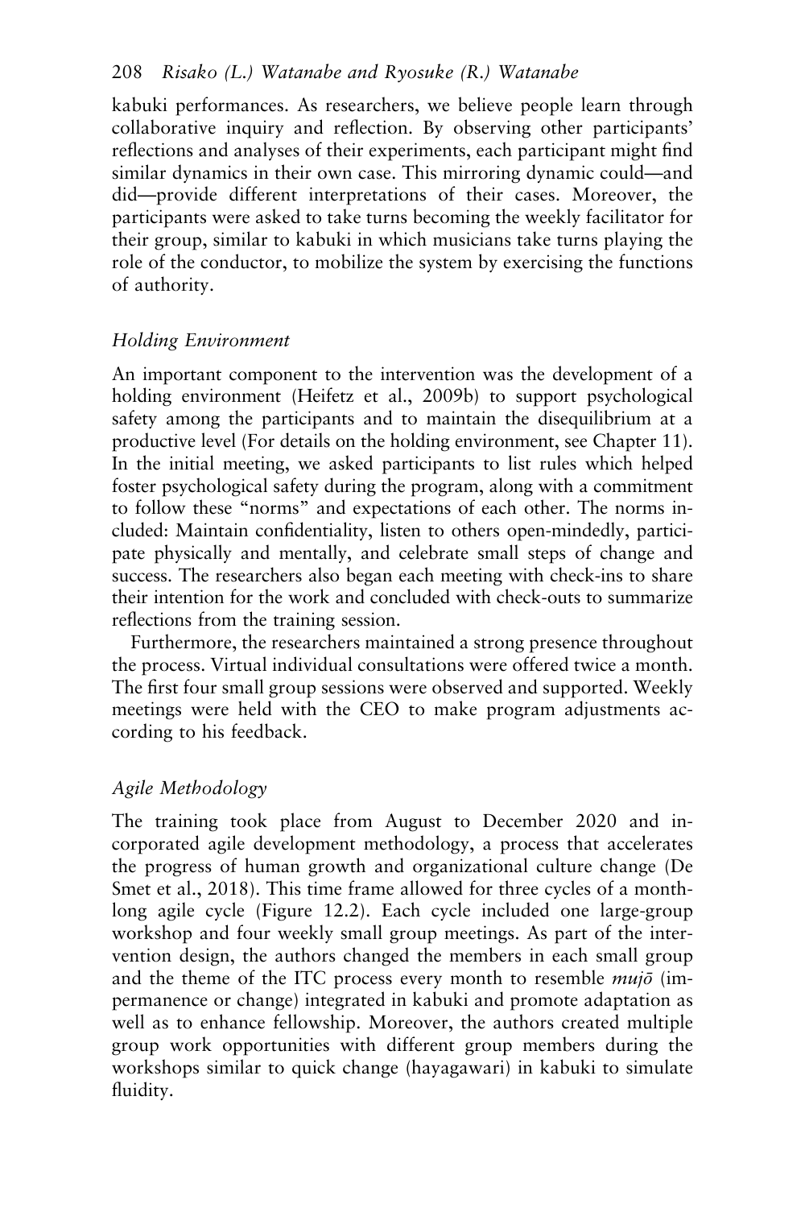kabuki performances. As researchers, we believe people learn through collaborative inquiry and reflection. By observing other participants' reflections and analyses of their experiments, each participant might find similar dynamics in their own case. This mirroring dynamic could—and did—provide different interpretations of their cases. Moreover, the participants were asked to take turns becoming the weekly facilitator for their group, similar to kabuki in which musicians take turns playing the role of the conductor, to mobilize the system by exercising the functions of authority.

### *Holding Environment*

An important component to the intervention was the development of a holding environment (Heifetz et al., 2009b) to support psychological safety among the participants and to maintain the disequilibrium at a productive level (For details on the holding environment, see Chapter 11). In the initial meeting, we asked participants to list rules which helped foster psychological safety during the program, along with a commitment to follow these "norms" and expectations of each other. The norms included: Maintain confidentiality, listen to others open-mindedly, participate physically and mentally, and celebrate small steps of change and success. The researchers also began each meeting with check-ins to share their intention for the work and concluded with check-outs to summarize reflections from the training session.

Furthermore, the researchers maintained a strong presence throughout the process. Virtual individual consultations were offered twice a month. The first four small group sessions were observed and supported. Weekly meetings were held with the CEO to make program adjustments according to his feedback.

### *Agile Methodology*

The training took place from August to December 2020 and incorporated agile development methodology, a process that accelerates the progress of human growth and organizational culture change (De Smet et al., 2018). This time frame allowed for three cycles of a month-long agile cycle (Figure 12.2). Each cycle included one large-group workshop and four weekly small group meetings. As part of the intervention design, the authors changed the members in each small group and the theme of the ITC process every month to resemble *mujō* (impermanence or change) integrated in kabuki and promote adaptation as well as to enhance fellowship. Moreover, the authors created multiple group work opportunities with different group members during the workshops similar to quick change (hayagawari) in kabuki to simulate fluidity.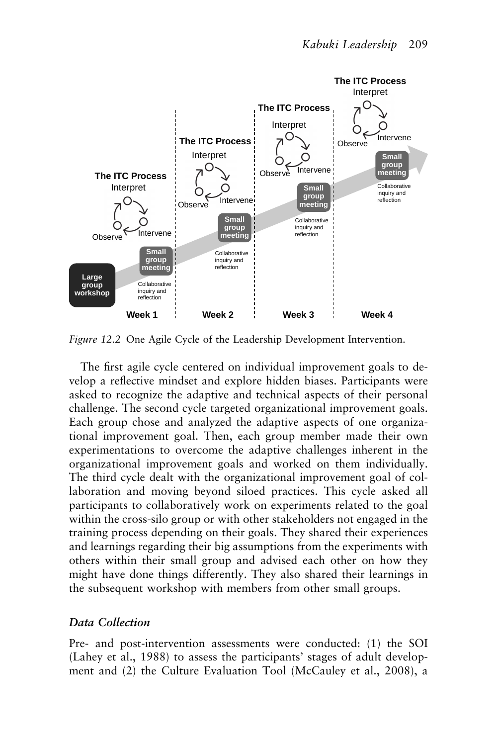*Figure 12.2* One Agile Cycle of the Leadership Development Intervention.

The first agile cycle centered on individual improvement goals to develop a reflective mindset and explore hidden biases. Participants were asked to recognize the adaptive and technical aspects of their personal challenge. The second cycle targeted organizational improvement goals. Each group chose and analyzed the adaptive aspects of one organizational improvement goal. Then, each group member made their own experimentations to overcome the adaptive challenges inherent in the organizational improvement goals and worked on them individually. The third cycle dealt with the organizational improvement goal of collaboration and moving beyond siloed practices. This cycle asked all participants to collaboratively work on experiments related to the goal within the cross-silo group or with other stakeholders not engaged in the training process depending on their goals. They shared their experiences and learnings regarding their big assumptions from the experiments with others within their small group and advised each other on how they might have done things differently. They also shared their learnings in the subsequent workshop with members from other small groups.

### *Data Collection*

Pre- and post-intervention assessments were conducted: (1) the SOI (Lahey et al., 1988) to assess the participants' stages of adult development and (2) the Culture Evaluation Tool (McCauley et al., 2008), a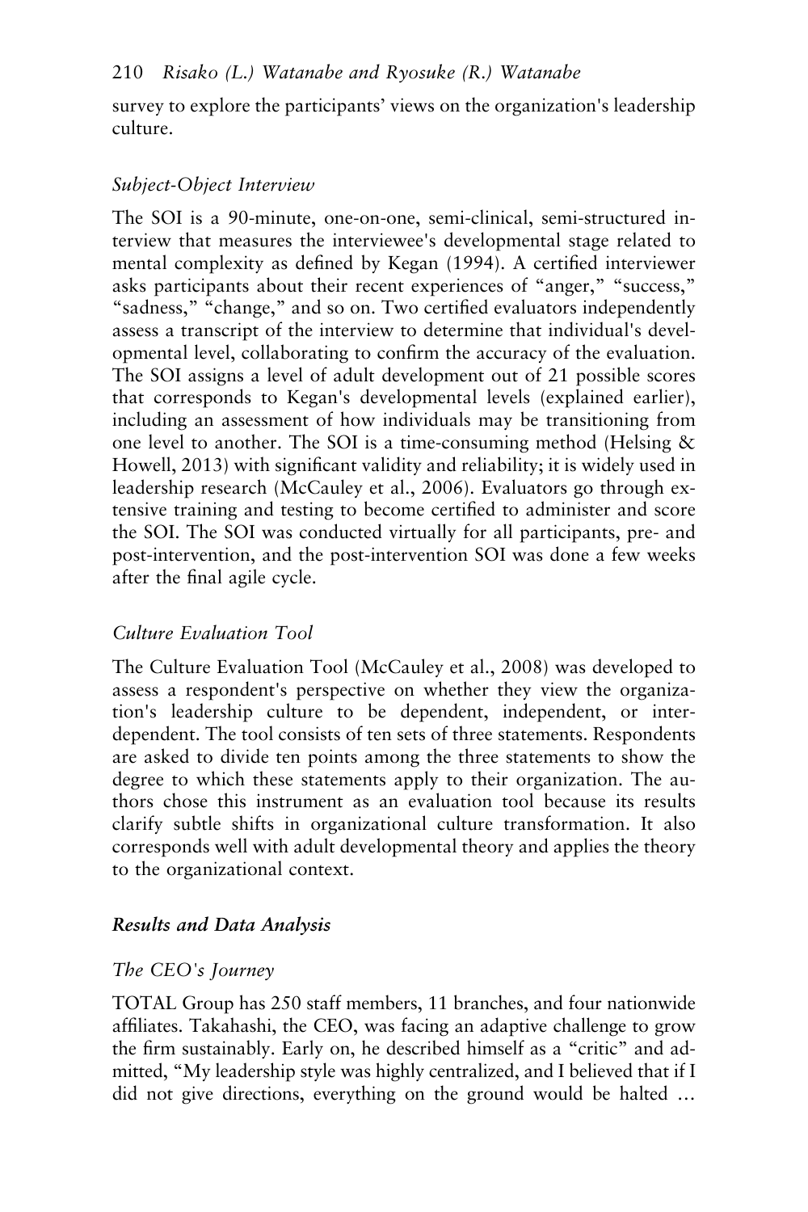survey to explore the participants' views on the organization's leadership culture.

### *Subject-Object Interview*

The SOI is a 90-minute, one-on-one, semi-clinical, semi-structured interview that measures the interviewee's developmental stage related to mental complexity as defined by Kegan (1994). A certified interviewer asks participants about their recent experiences of "anger," "success," "sadness," "change," and so on. Two certified evaluators independently assess a transcript of the interview to determine that individual's developmental level, collaborating to confirm the accuracy of the evaluation. The SOI assigns a level of adult development out of 21 possible scores that corresponds to Kegan's developmental levels (explained earlier), including an assessment of how individuals may be transitioning from one level to another. The SOI is a time-consuming method (Helsing & Howell, 2013) with significant validity and reliability; it is widely used in leadership research (McCauley et al., 2006). Evaluators go through extensive training and testing to become certified to administer and score the SOI. The SOI was conducted virtually for all participants, pre- and post-intervention, and the post-intervention SOI was done a few weeks after the final agile cycle.

### *Culture Evaluation Tool*

The Culture Evaluation Tool (McCauley et al., 2008) was developed to assess a respondent's perspective on whether they view the organization's leadership culture to be dependent, independent, or interdependent. The tool consists of ten sets of three statements. Respondents are asked to divide ten points among the three statements to show the degree to which these statements apply to their organization. The authors chose this instrument as an evaluation tool because its results clarify subtle shifts in organizational culture transformation. It also corresponds well with adult developmental theory and applies the theory to the organizational context.

## ***Results and Data Analysis***

### *The CEO's Journey*

TOTAL Group has 250 staff members, 11 branches, and four nationwide affiliates. Takahashi, the CEO, was facing an adaptive challenge to grow the firm sustainably. Early on, he described himself as a "critic" and admitted, "My leadership style was highly centralized, and I believed that if I did not give directions, everything on the ground would be halted ...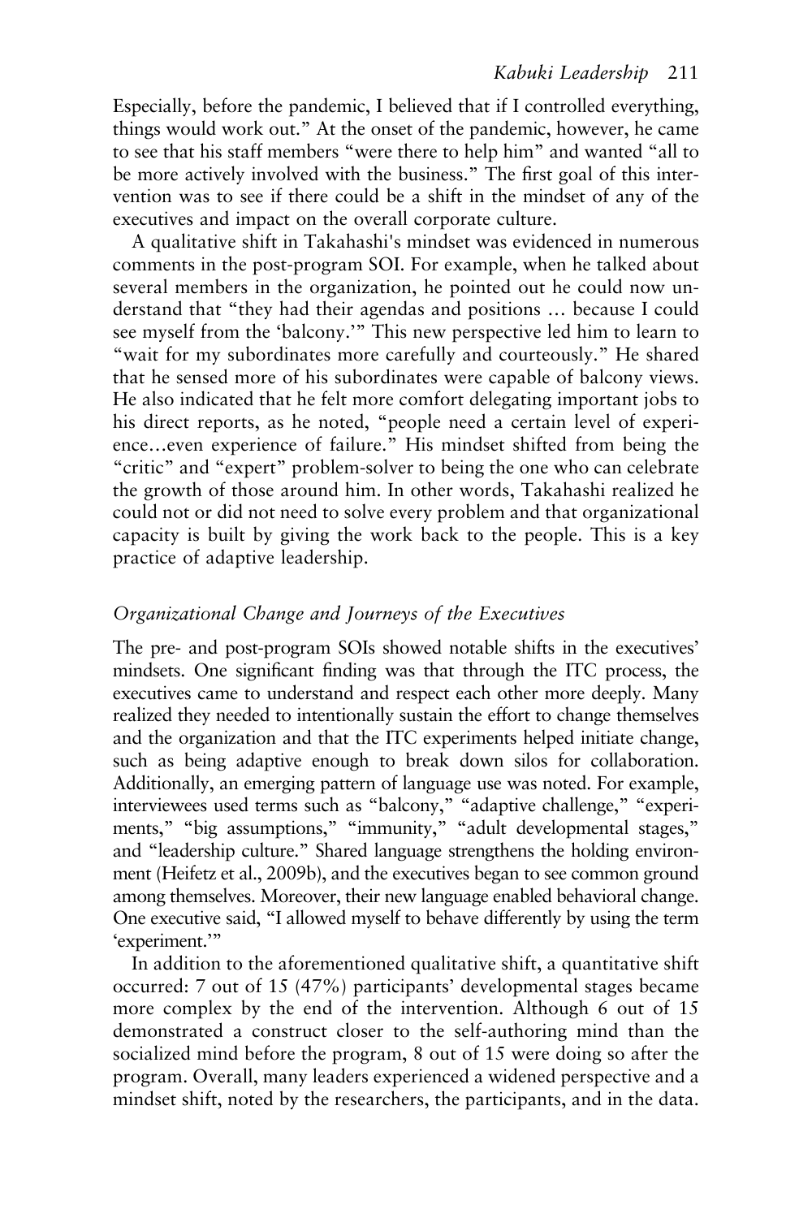Especially, before the pandemic, I believed that if I controlled everything, things would work out." At the onset of the pandemic, however, he came to see that his staff members "were there to help him" and wanted "all to be more actively involved with the business." The first goal of this intervention was to see if there could be a shift in the mindset of any of the executives and impact on the overall corporate culture.

A qualitative shift in Takahashi's mindset was evidenced in numerous comments in the post-program SOI. For example, when he talked about several members in the organization, he pointed out he could now understand that "they had their agendas and positions … because I could see myself from the 'balcony.'" This new perspective led him to learn to "wait for my subordinates more carefully and courteously." He shared that he sensed more of his subordinates were capable of balcony views. He also indicated that he felt more comfort delegating important jobs to his direct reports, as he noted, "people need a certain level of experience…even experience of failure." His mindset shifted from being the "critic" and "expert" problem-solver to being the one who can celebrate the growth of those around him. In other words, Takahashi realized he could not or did not need to solve every problem and that organizational capacity is built by giving the work back to the people. This is a key practice of adaptive leadership.

### *Organizational Change and Journeys of the Executives*

The pre- and post-program SOIs showed notable shifts in the executives' mindsets. One significant finding was that through the ITC process, the executives came to understand and respect each other more deeply. Many realized they needed to intentionally sustain the effort to change themselves and the organization and that the ITC experiments helped initiate change, such as being adaptive enough to break down silos for collaboration. Additionally, an emerging pattern of language use was noted. For example, interviewees used terms such as "balcony," "adaptive challenge," "experiments," "big assumptions," "immunity," "adult developmental stages," and "leadership culture." Shared language strengthens the holding environment (Heifetz et al., 2009b), and the executives began to see common ground among themselves. Moreover, their new language enabled behavioral change. One executive said, "I allowed myself to behave differently by using the term 'experiment.'"

In addition to the aforementioned qualitative shift, a quantitative shift occurred: 7 out of 15 (47%) participants' developmental stages became more complex by the end of the intervention. Although 6 out of 15 demonstrated a construct closer to the self-authoring mind than the socialized mind before the program, 8 out of 15 were doing so after the program. Overall, many leaders experienced a widened perspective and a mindset shift, noted by the researchers, the participants, and in the data.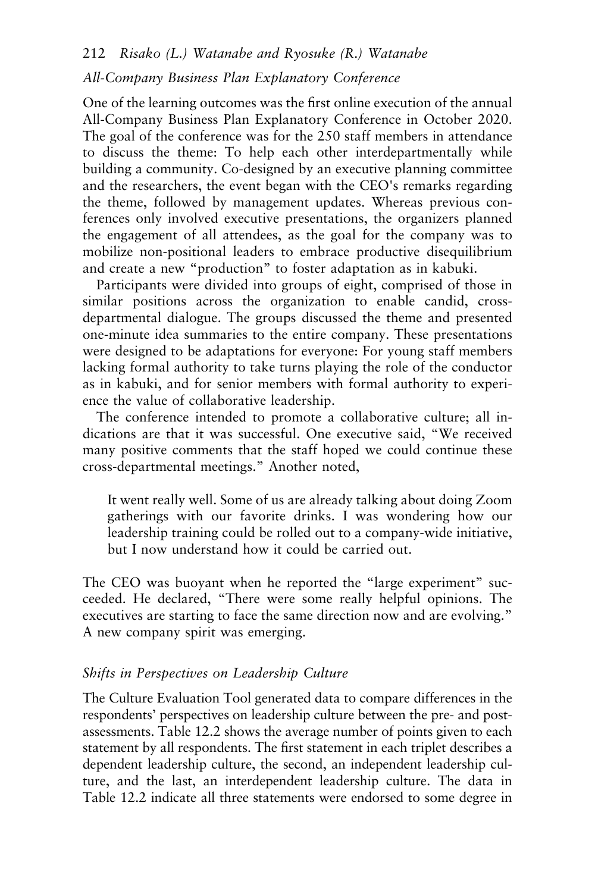### *All-Company Business Plan Explanatory Conference*

One of the learning outcomes was the first online execution of the annual All-Company Business Plan Explanatory Conference in October 2020. The goal of the conference was for the 250 staff members in attendance to discuss the theme: To help each other interdepartmentally while building a community. Co-designed by an executive planning committee and the researchers, the event began with the CEO's remarks regarding the theme, followed by management updates. Whereas previous conferences only involved executive presentations, the organizers planned the engagement of all attendees, as the goal for the company was to mobilize non-positional leaders to embrace productive disequilibrium and create a new "production" to foster adaptation as in kabuki.

Participants were divided into groups of eight, comprised of those in similar positions across the organization to enable candid, cross-departmental dialogue. The groups discussed the theme and presented one-minute idea summaries to the entire company. These presentations were designed to be adaptations for everyone: For young staff members lacking formal authority to take turns playing the role of the conductor as in kabuki, and for senior members with formal authority to experience the value of collaborative leadership.

The conference intended to promote a collaborative culture; all indications are that it was successful. One executive said, "We received many positive comments that the staff hoped we could continue these cross-departmental meetings." Another noted,

> It went really well. Some of us are already talking about doing Zoom gatherings with our favorite drinks. I was wondering how our leadership training could be rolled out to a company-wide initiative, but I now understand how it could be carried out.

The CEO was buoyant when he reported the "large experiment" succeeded. He declared, "There were some really helpful opinions. The executives are starting to face the same direction now and are evolving." A new company spirit was emerging.

### *Shifts in Perspectives on Leadership Culture*

The Culture Evaluation Tool generated data to compare differences in the respondents' perspectives on leadership culture between the pre- and post-assessments. Table 12.2 shows the average number of points given to each statement by all respondents. The first statement in each triplet describes a dependent leadership culture, the second, an independent leadership culture, and the last, an interdependent leadership culture. The data in Table 12.2 indicate all three statements were endorsed to some degree in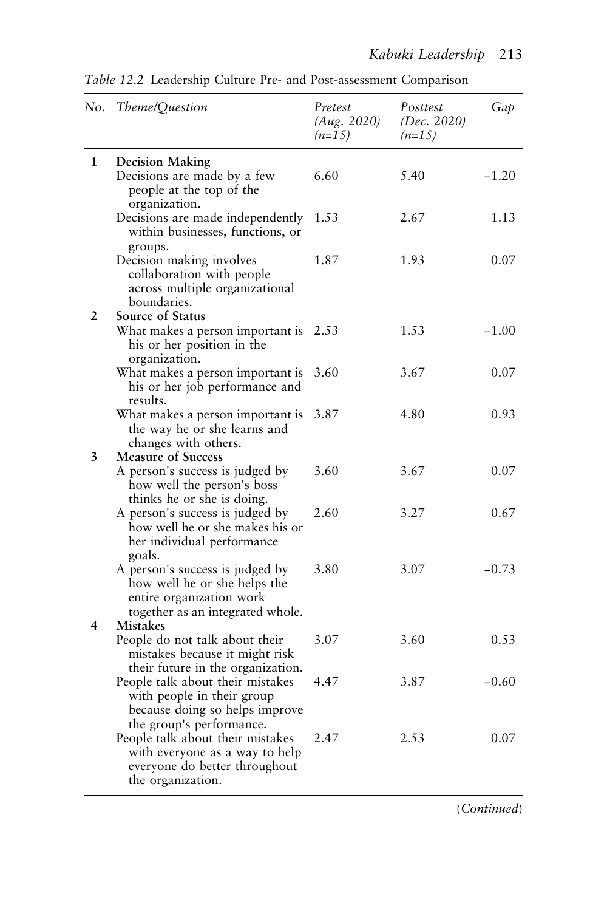*Table 12.2* Leadership Culture Pre- and Post-assessment Comparison

| *No.* | *Theme/Question* | *Pretest (Aug. 2020) (n=15)* | *Posttest (Dec. 2020) (n=15)* | *Gap* |
|---|---|---|---|---|
| **1** | **Decision Making** | | | |
| | Decisions are made by a few people at the top of the organization. | 6.60 | 5.40 | −1.20 |
| | Decisions are made independently within businesses, functions, or groups. | 1.53 | 2.67 | 1.13 |
| | Decision making involves collaboration with people across multiple organizational boundaries. | 1.87 | 1.93 | 0.07 |
| **2** | **Source of Status** | | | |
| | What makes a person important is his or her position in the organization. | 2.53 | 1.53 | −1.00 |
| | What makes a person important is his or her job performance and results. | 3.60 | 3.67 | 0.07 |
| | What makes a person important is the way he or she learns and changes with others. | 3.87 | 4.80 | 0.93 |
| **3** | **Measure of Success** | | | |
| | A person's success is judged by how well the person's boss thinks he or she is doing. | 3.60 | 3.67 | 0.07 |
| | A person's success is judged by how well he or she makes his or her individual performance goals. | 2.60 | 3.27 | 0.67 |
| | A person's success is judged by how well he or she helps the entire organization work together as an integrated whole. | 3.80 | 3.07 | −0.73 |
| **4** | **Mistakes** | | | |
| | People do not talk about their mistakes because it might risk their future in the organization. | 3.07 | 3.60 | 0.53 |
| | People talk about their mistakes with people in their group because doing so helps improve the group's performance. | 4.47 | 3.87 | −0.60 |
| | People talk about their mistakes with everyone as a way to help everyone do better throughout the organization. | 2.47 | 2.53 | 0.07 |

(*Continued*)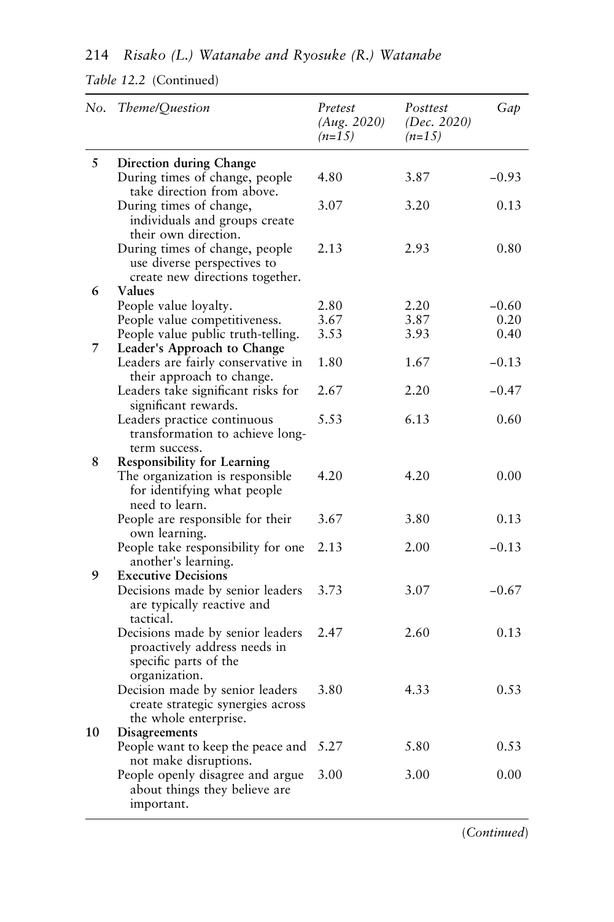*Table 12.2* (Continued)

| No. | Theme/Question | Pretest (Aug. 2020) (n=15) | Posttest (Dec. 2020) (n=15) | Gap |
|---|---|---|---|---|
| 5 | **Direction during Change** | | | |
| | During times of change, people take direction from above. | 4.80 | 3.87 | −0.93 |
| | During times of change, individuals and groups create their own direction. | 3.07 | 3.20 | 0.13 |
| | During times of change, people use diverse perspectives to create new directions together. | 2.13 | 2.93 | 0.80 |
| 6 | **Values** | | | |
| | People value loyalty. | 2.80 | 2.20 | −0.60 |
| | People value competitiveness. | 3.67 | 3.87 | 0.20 |
| | People value public truth-telling. | 3.53 | 3.93 | 0.40 |
| 7 | **Leader's Approach to Change** | | | |
| | Leaders are fairly conservative in their approach to change. | 1.80 | 1.67 | −0.13 |
| | Leaders take significant risks for significant rewards. | 2.67 | 2.20 | −0.47 |
| | Leaders practice continuous transformation to achieve long-term success. | 5.53 | 6.13 | 0.60 |
| 8 | **Responsibility for Learning** | | | |
| | The organization is responsible for identifying what people need to learn. | 4.20 | 4.20 | 0.00 |
| | People are responsible for their own learning. | 3.67 | 3.80 | 0.13 |
| | People take responsibility for one another's learning. | 2.13 | 2.00 | −0.13 |
| 9 | **Executive Decisions** | | | |
| | Decisions made by senior leaders are typically reactive and tactical. | 3.73 | 3.07 | −0.67 |
| | Decisions made by senior leaders proactively address needs in specific parts of the organization. | 2.47 | 2.60 | 0.13 |
| | Decision made by senior leaders create strategic synergies across the whole enterprise. | 3.80 | 4.33 | 0.53 |
| 10 | **Disagreements** | | | |
| | People want to keep the peace and not make disruptions. | 5.27 | 5.80 | 0.53 |
| | People openly disagree and argue about things they believe are important. | 3.00 | 3.00 | 0.00 |

(*Continued*)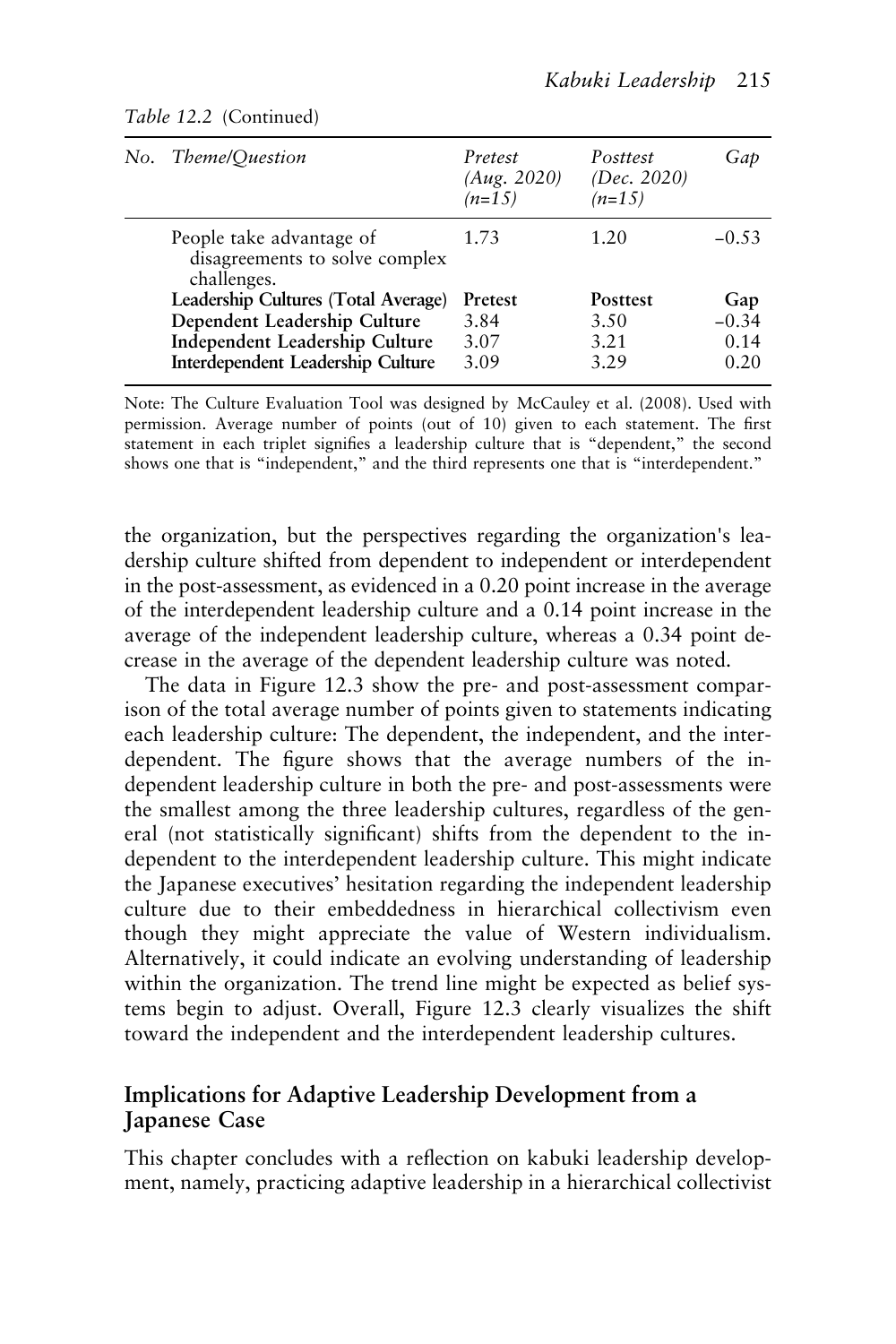*Table 12.2* (Continued)

| *No.* | *Theme/Question* | *Pretest (Aug. 2020) (n=15)* | *Posttest (Dec. 2020) (n=15)* | *Gap* |
|---|---|---|---|---|
| | People take advantage of disagreements to solve complex challenges. | 1.73 | 1.20 | −0.53 |
| | **Leadership Cultures (Total Average)** | **Pretest** | **Posttest** | **Gap** |
| | **Dependent Leadership Culture** | 3.84 | 3.50 | −0.34 |
| | **Independent Leadership Culture** | 3.07 | 3.21 | 0.14 |
| | **Interdependent Leadership Culture** | 3.09 | 3.29 | 0.20 |

Note: The Culture Evaluation Tool was designed by McCauley et al. (2008). Used with permission. Average number of points (out of 10) given to each statement. The first statement in each triplet signifies a leadership culture that is "dependent," the second shows one that is "independent," and the third represents one that is "interdependent."

the organization, but the perspectives regarding the organization's leadership culture shifted from dependent to independent or interdependent in the post-assessment, as evidenced in a 0.20 point increase in the average of the interdependent leadership culture and a 0.14 point increase in the average of the independent leadership culture, whereas a 0.34 point decrease in the average of the dependent leadership culture was noted.

The data in Figure 12.3 show the pre- and post-assessment comparison of the total average number of points given to statements indicating each leadership culture: The dependent, the independent, and the interdependent. The figure shows that the average numbers of the independent leadership culture in both the pre- and post-assessments were the smallest among the three leadership cultures, regardless of the general (not statistically significant) shifts from the dependent to the independent to the interdependent leadership culture. This might indicate the Japanese executives' hesitation regarding the independent leadership culture due to their embeddedness in hierarchical collectivism even though they might appreciate the value of Western individualism. Alternatively, it could indicate an evolving understanding of leadership within the organization. The trend line might be expected as belief systems begin to adjust. Overall, Figure 12.3 clearly visualizes the shift toward the independent and the interdependent leadership cultures.

## Implications for Adaptive Leadership Development from a Japanese Case

This chapter concludes with a reflection on kabuki leadership development, namely, practicing adaptive leadership in a hierarchical collectivist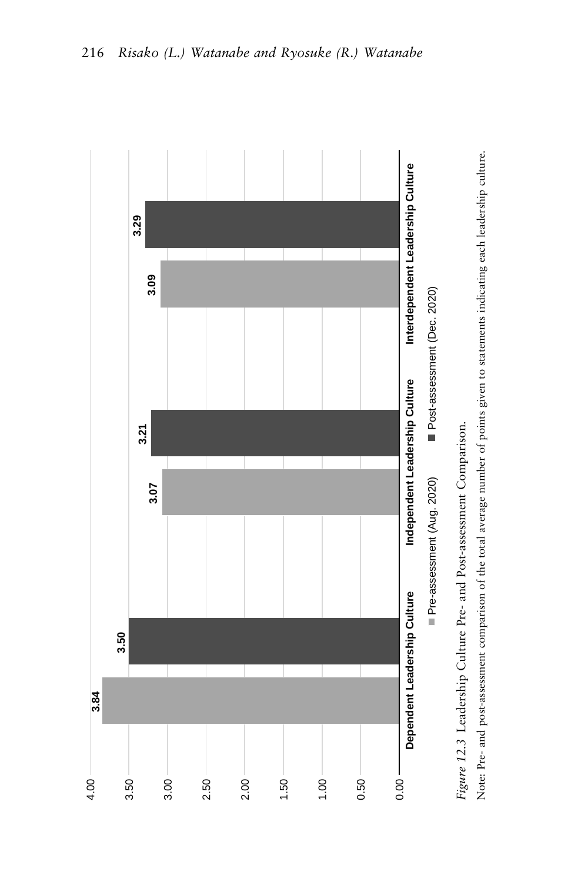| | Pre-assessment (Aug. 2020) | Post-assessment (Dec. 2020) |
|---|---|---|
| Dependent Leadership Culture | 3.84 | 3.50 |
| Independent Leadership Culture | 3.07 | 3.21 |
| Interdependent Leadership Culture | 3.09 | 3.29 |

*Figure 12.3* Leadership Culture Pre- and Post-assessment Comparison.

Note: Pre- and post-assessment comparison of the total average number of points given to statements indicating each leadership culture.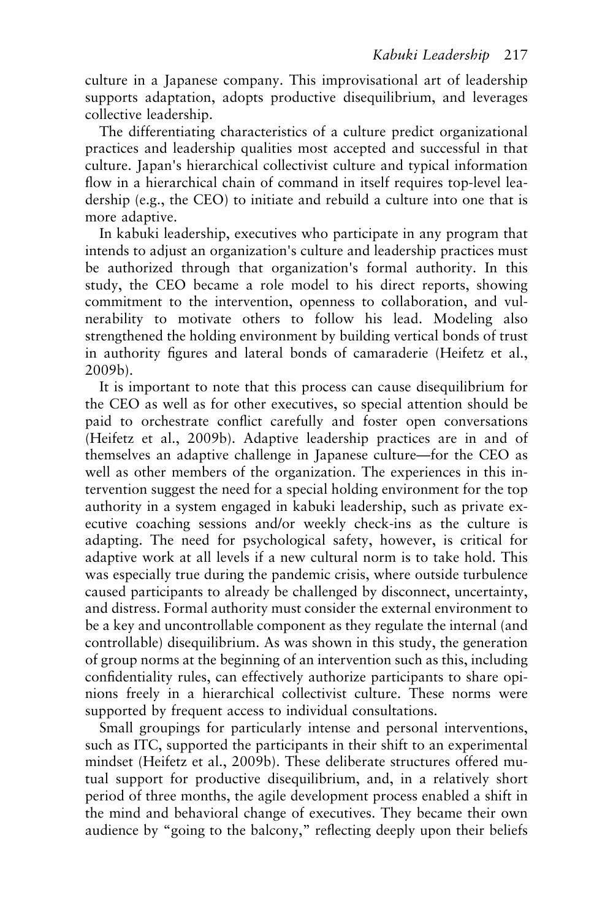culture in a Japanese company. This improvisational art of leadership supports adaptation, adopts productive disequilibrium, and leverages collective leadership.

The differentiating characteristics of a culture predict organizational practices and leadership qualities most accepted and successful in that culture. Japan's hierarchical collectivist culture and typical information flow in a hierarchical chain of command in itself requires top-level leadership (e.g., the CEO) to initiate and rebuild a culture into one that is more adaptive.

In kabuki leadership, executives who participate in any program that intends to adjust an organization's culture and leadership practices must be authorized through that organization's formal authority. In this study, the CEO became a role model to his direct reports, showing commitment to the intervention, openness to collaboration, and vulnerability to motivate others to follow his lead. Modeling also strengthened the holding environment by building vertical bonds of trust in authority figures and lateral bonds of camaraderie (Heifetz et al., 2009b).

It is important to note that this process can cause disequilibrium for the CEO as well as for other executives, so special attention should be paid to orchestrate conflict carefully and foster open conversations (Heifetz et al., 2009b). Adaptive leadership practices are in and of themselves an adaptive challenge in Japanese culture—for the CEO as well as other members of the organization. The experiences in this intervention suggest the need for a special holding environment for the top authority in a system engaged in kabuki leadership, such as private executive coaching sessions and/or weekly check-ins as the culture is adapting. The need for psychological safety, however, is critical for adaptive work at all levels if a new cultural norm is to take hold. This was especially true during the pandemic crisis, where outside turbulence caused participants to already be challenged by disconnect, uncertainty, and distress. Formal authority must consider the external environment to be a key and uncontrollable component as they regulate the internal (and controllable) disequilibrium. As was shown in this study, the generation of group norms at the beginning of an intervention such as this, including confidentiality rules, can effectively authorize participants to share opinions freely in a hierarchical collectivist culture. These norms were supported by frequent access to individual consultations.

Small groupings for particularly intense and personal interventions, such as ITC, supported the participants in their shift to an experimental mindset (Heifetz et al., 2009b). These deliberate structures offered mutual support for productive disequilibrium, and, in a relatively short period of three months, the agile development process enabled a shift in the mind and behavioral change of executives. They became their own audience by "going to the balcony," reflecting deeply upon their beliefs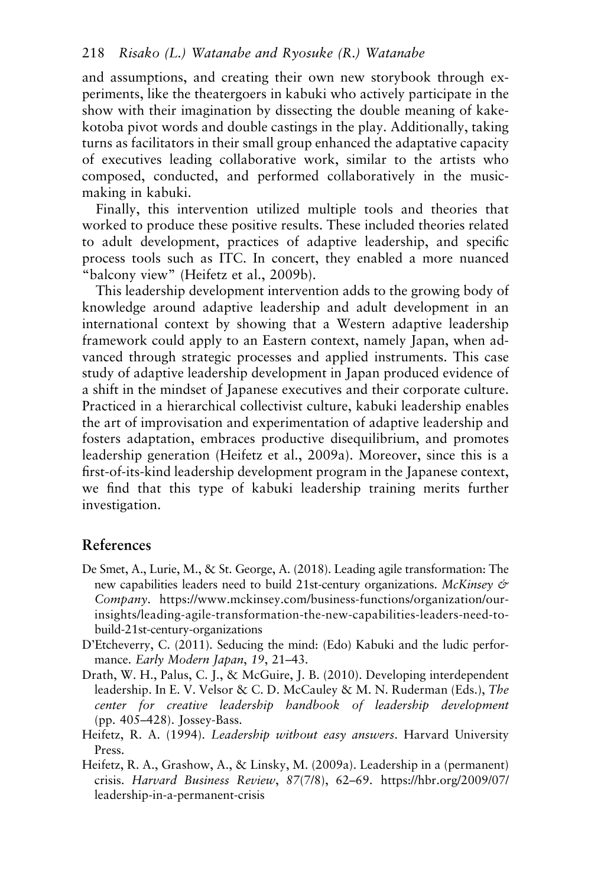and assumptions, and creating their own new storybook through experiments, like the theatergoers in kabuki who actively participate in the show with their imagination by dissecting the double meaning of kakekotoba pivot words and double castings in the play. Additionally, taking turns as facilitators in their small group enhanced the adaptative capacity of executives leading collaborative work, similar to the artists who composed, conducted, and performed collaboratively in the music-making in kabuki.

Finally, this intervention utilized multiple tools and theories that worked to produce these positive results. These included theories related to adult development, practices of adaptive leadership, and specific process tools such as ITC. In concert, they enabled a more nuanced "balcony view" (Heifetz et al., 2009b).

This leadership development intervention adds to the growing body of knowledge around adaptive leadership and adult development in an international context by showing that a Western adaptive leadership framework could apply to an Eastern context, namely Japan, when advanced through strategic processes and applied instruments. This case study of adaptive leadership development in Japan produced evidence of a shift in the mindset of Japanese executives and their corporate culture. Practiced in a hierarchical collectivist culture, kabuki leadership enables the art of improvisation and experimentation of adaptive leadership and fosters adaptation, embraces productive disequilibrium, and promotes leadership generation (Heifetz et al., 2009a). Moreover, since this is a first-of-its-kind leadership development program in the Japanese context, we find that this type of kabuki leadership training merits further investigation.

## References

- De Smet, A., Lurie, M., & St. George, A. (2018). Leading agile transformation: The new capabilities leaders need to build 21st-century organizations. *McKinsey & Company*. https://www.mckinsey.com/business-functions/organization/our-insights/leading-agile-transformation-the-new-capabilities-leaders-need-to-build-21st-century-organizations
- D'Etcheverry, C. (2011). Seducing the mind: (Edo) Kabuki and the ludic performance. *Early Modern Japan*, *19*, 21–43.
- Drath, W. H., Palus, C. J., & McGuire, J. B. (2010). Developing interdependent leadership. In E. V. Velsor & C. D. McCauley & M. N. Ruderman (Eds.), *The center for creative leadership handbook of leadership development* (pp. 405–428). Jossey-Bass.
- Heifetz, R. A. (1994). *Leadership without easy answers*. Harvard University Press.
- Heifetz, R. A., Grashow, A., & Linsky, M. (2009a). Leadership in a (permanent) crisis. *Harvard Business Review*, *87*(7/8), 62–69. https://hbr.org/2009/07/leadership-in-a-permanent-crisis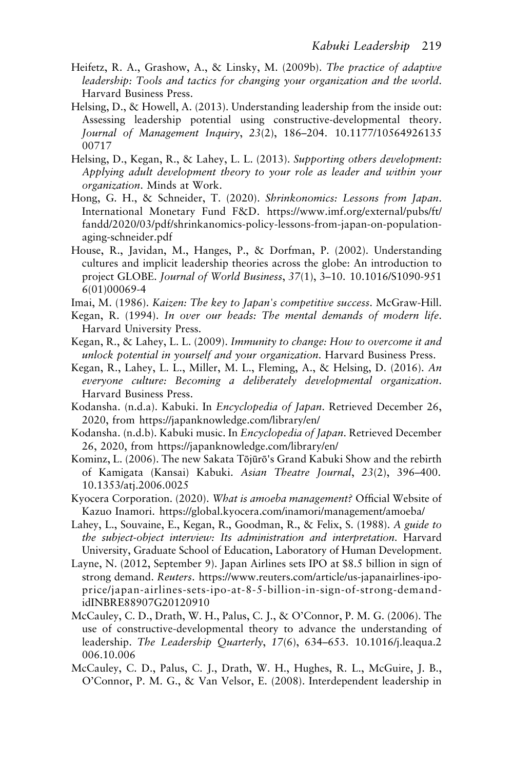Heifetz, R. A., Grashow, A., & Linsky, M. (2009b). *The practice of adaptive leadership: Tools and tactics for changing your organization and the world*. Harvard Business Press.

Helsing, D., & Howell, A. (2013). Understanding leadership from the inside out: Assessing leadership potential using constructive-developmental theory. *Journal of Management Inquiry*, *23*(2), 186–204. 10.1177/1056492613500717

Helsing, D., Kegan, R., & Lahey, L. L. (2013). *Supporting others development: Applying adult development theory to your role as leader and within your organization*. Minds at Work.

Hong, G. H., & Schneider, T. (2020). *Shrinkonomics: Lessons from Japan*. International Monetary Fund F&D. https://www.imf.org/external/pubs/ft/fandd/2020/03/pdf/shrinkanomics-policy-lessons-from-japan-on-population-aging-schneider.pdf

House, R., Javidan, M., Hanges, P., & Dorfman, P. (2002). Understanding cultures and implicit leadership theories across the globe: An introduction to project GLOBE. *Journal of World Business*, *37*(1), 3–10. 10.1016/S1090-9516(01)00069-4

Imai, M. (1986). *Kaizen: The key to Japan's competitive success*. McGraw-Hill.

Kegan, R. (1994). *In over our heads: The mental demands of modern life*. Harvard University Press.

Kegan, R., & Lahey, L. L. (2009). *Immunity to change: How to overcome it and unlock potential in yourself and your organization*. Harvard Business Press.

Kegan, R., Lahey, L. L., Miller, M. L., Fleming, A., & Helsing, D. (2016). *An everyone culture: Becoming a deliberately developmental organization*. Harvard Business Press.

Kodansha. (n.d.a). Kabuki. In *Encyclopedia of Japan*. Retrieved December 26, 2020, from https://japanknowledge.com/library/en/

Kodansha. (n.d.b). Kabuki music. In *Encyclopedia of Japan*. Retrieved December 26, 2020, from https://japanknowledge.com/library/en/

Kominz, L. (2006). The new Sakata Tōjūrō's Grand Kabuki Show and the rebirth of Kamigata (Kansai) Kabuki. *Asian Theatre Journal*, *23*(2), 396–400. 10.1353/atj.2006.0025

Kyocera Corporation. (2020). *What is amoeba management?* Official Website of Kazuo Inamori. https://global.kyocera.com/inamori/management/amoeba/

Lahey, L., Souvaine, E., Kegan, R., Goodman, R., & Felix, S. (1988). *A guide to the subject-object interview: Its administration and interpretation*. Harvard University, Graduate School of Education, Laboratory of Human Development.

Layne, N. (2012, September 9). Japan Airlines sets IPO at $8.5 billion in sign of strong demand. *Reuters*. https://www.reuters.com/article/us-japanairlines-ipo-price/japan-airlines-sets-ipo-at-8-5-billion-in-sign-of-strong-demand-idINBRE88907G20120910

McCauley, C. D., Drath, W. H., Palus, C. J., & O'Connor, P. M. G. (2006). The use of constructive-developmental theory to advance the understanding of leadership. *The Leadership Quarterly*, *17*(6), 634–653. 10.1016/j.leaqua.2006.10.006

McCauley, C. D., Palus, C. J., Drath, W. H., Hughes, R. L., McGuire, J. B., O'Connor, P. M. G., & Van Velsor, E. (2008). Interdependent leadership in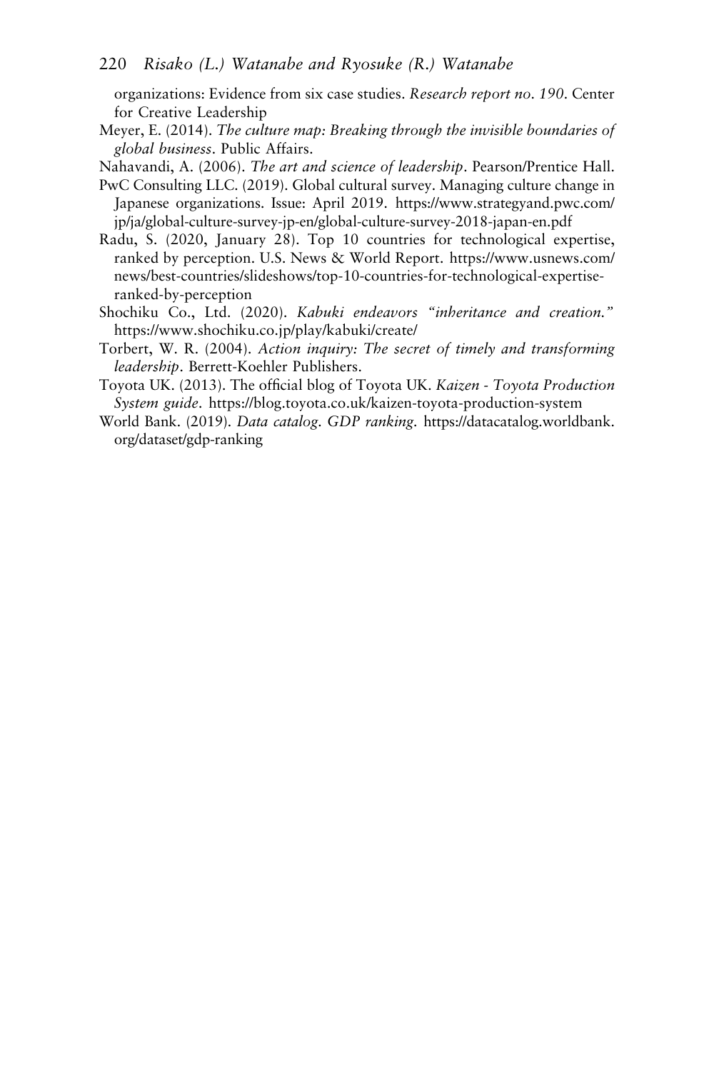organizations: Evidence from six case studies. *Research report no. 190*. Center for Creative Leadership

Meyer, E. (2014). *The culture map: Breaking through the invisible boundaries of global business*. Public Affairs.

Nahavandi, A. (2006). *The art and science of leadership*. Pearson/Prentice Hall.

PwC Consulting LLC. (2019). Global cultural survey. Managing culture change in Japanese organizations. Issue: April 2019. https://www.strategyand.pwc.com/jp/ja/global-culture-survey-jp-en/global-culture-survey-2018-japan-en.pdf

Radu, S. (2020, January 28). Top 10 countries for technological expertise, ranked by perception. U.S. News & World Report. https://www.usnews.com/news/best-countries/slideshows/top-10-countries-for-technological-expertise-ranked-by-perception

Shochiku Co., Ltd. (2020). *Kabuki endeavors "inheritance and creation."* https://www.shochiku.co.jp/play/kabuki/create/

Torbert, W. R. (2004). *Action inquiry: The secret of timely and transforming leadership*. Berrett-Koehler Publishers.

Toyota UK. (2013). The official blog of Toyota UK. *Kaizen - Toyota Production System guide*. https://blog.toyota.co.uk/kaizen-toyota-production-system

World Bank. (2019). *Data catalog. GDP ranking*. https://datacatalog.worldbank.org/dataset/gdp-ranking